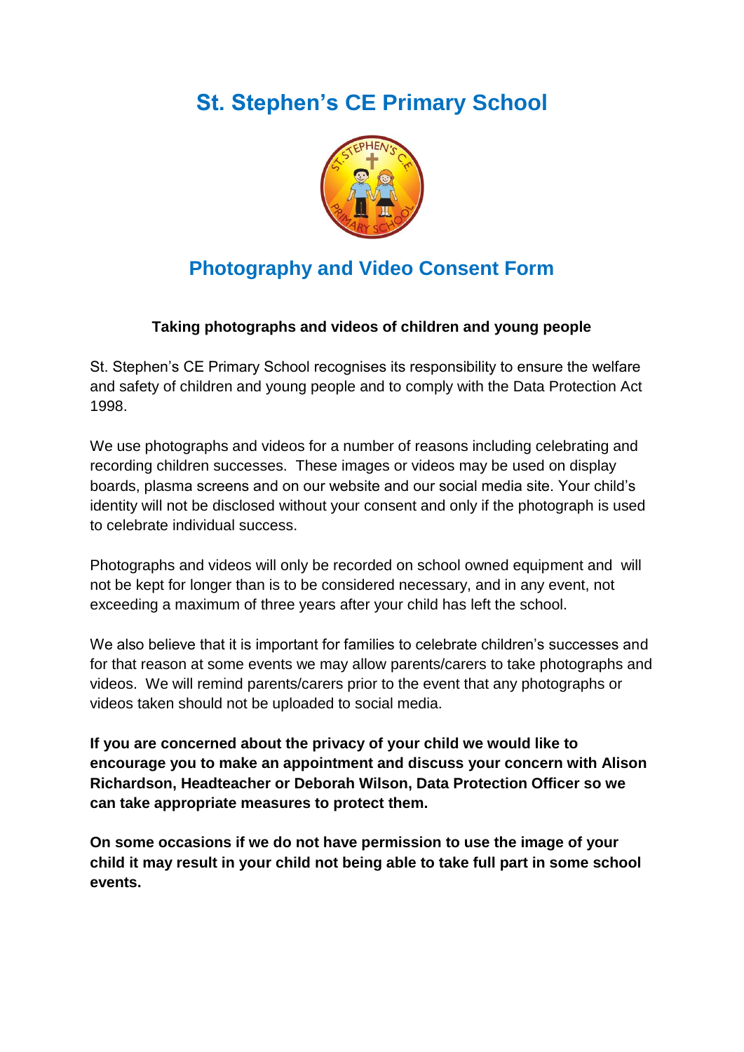# St. Stephen's CE Primary School

## Photography and Video Consent Form

**Taking photographs and videos of children and young people**

St. Stephen's CE Primary School recognises its responsibility to ensure the welfare and safety of children and young people and to comply with the Data Protection Act 1998.

We use photographs and videos for a number of reasons including celebrating and recording children successes. These images or videos may be used on display boards, plasma screens and on our website and our social media site. Your child's identity will not be disclosed without your consent and only if the photograph is used to celebrate individual success.

Photographs and videos will only be recorded on school owned equipment and will not be kept for longer than is to be considered necessary, and in any event, not exceeding a maximum of three years after your child has left the school.

We also believe that it is important for families to celebrate children's successes and for that reason at some events we may allow parents/carers to take photographs and videos. We will remind parents/carers prior to the event that any photographs or videos taken should not be uploaded to social media.

**If you are concerned about the privacy of your child we would like to encourage you to make an appointment and discuss your concern with Alison Richardson, Headteacher or Deborah Wilson, Data Protection Officer so we can take appropriate measures to protect them.**

**On some occasions if we do not have permission to use the image of your child it may result in your child not being able to take full part in some school events.**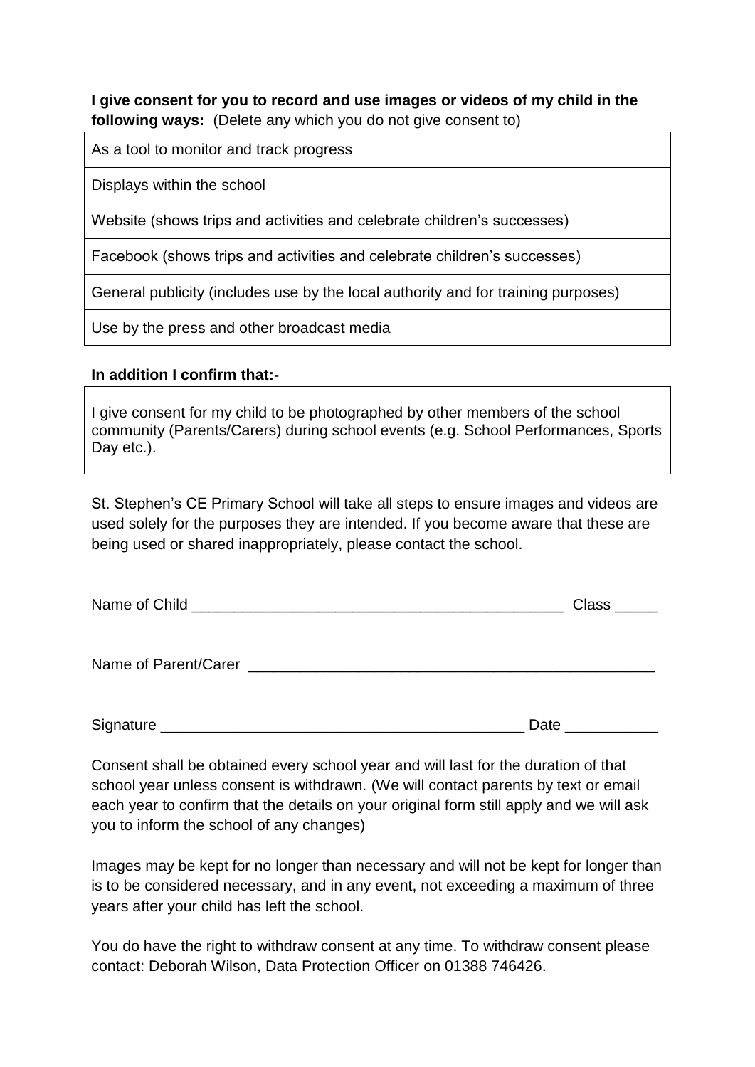**I give consent for you to record and use images or videos of my child in the following ways:** (Delete any which you do not give consent to)

| |
|---|
| As a tool to monitor and track progress |
| Displays within the school |
| Website (shows trips and activities and celebrate children's successes) |
| Facebook (shows trips and activities and celebrate children's successes) |
| General publicity (includes use by the local authority and for training purposes) |
| Use by the press and other broadcast media |

**In addition I confirm that:-**

| |
|---|
| I give consent for my child to be photographed by other members of the school community (Parents/Carers) during school events (e.g. School Performances, Sports Day etc.). |

St. Stephen's CE Primary School will take all steps to ensure images and videos are used solely for the purposes they are intended. If you become aware that these are being used or shared inappropriately, please contact the school.

Name of Child _____________________________________________ Class _____

Name of Parent/Carer __________________________________________________

Signature ____________________________________________ Date ___________

Consent shall be obtained every school year and will last for the duration of that school year unless consent is withdrawn. (We will contact parents by text or email each year to confirm that the details on your original form still apply and we will ask you to inform the school of any changes)

Images may be kept for no longer than necessary and will not be kept for longer than is to be considered necessary, and in any event, not exceeding a maximum of three years after your child has left the school.

You do have the right to withdraw consent at any time. To withdraw consent please contact: Deborah Wilson, Data Protection Officer on 01388 746426.